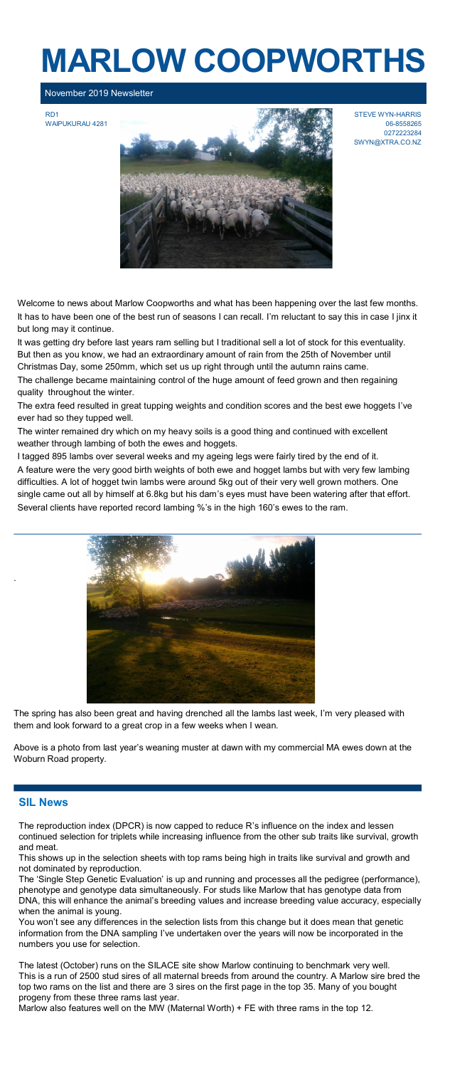# MARLOW COOPWORTHS

November 2019 Newsletter

RD1
WAIPUKURAU 4281

STEVE WYN-HARRIS
06-8558265
0272223284
SWYN@XTRA.CO.NZ

Welcome to news about Marlow Coopworths and what has been happening over the last few months. It has to have been one of the best run of seasons I can recall. I'm reluctant to say this in case I jinx it but long may it continue.

It was getting dry before last years ram selling but I traditional sell a lot of stock for this eventuality. But then as you know, we had an extraordinary amount of rain from the 25th of November until Christmas Day, some 250mm, which set us up right through until the autumn rains came.

The challenge became maintaining control of the huge amount of feed grown and then regaining quality throughout the winter.

The extra feed resulted in great tupping weights and condition scores and the best ewe hoggets I've ever had so they tupped well.

The winter remained dry which on my heavy soils is a good thing and continued with excellent weather through lambing of both the ewes and hoggets.

I tagged 895 lambs over several weeks and my ageing legs were fairly tired by the end of it.

A feature were the very good birth weights of both ewe and hogget lambs but with very few lambing difficulties. A lot of hogget twin lambs were around 5kg out of their very well grown mothers. One single came out all by himself at 6.8kg but his dam's eyes must have been watering after that effort. Several clients have reported record lambing %'s in the high 160's ewes to the ram.

The spring has also been great and having drenched all the lambs last week, I'm very pleased with them and look forward to a great crop in a few weeks when I wean.

Above is a photo from last year's weaning muster at dawn with my commercial MA ewes down at the Woburn Road property.

## SIL News

The reproduction index (DPCR) is now capped to reduce R's influence on the index and lessen continued selection for triplets while increasing influence from the other sub traits like survival, growth and meat.

This shows up in the selection sheets with top rams being high in traits like survival and growth and not dominated by reproduction.

The 'Single Step Genetic Evaluation' is up and running and processes all the pedigree (performance), phenotype and genotype data simultaneously. For studs like Marlow that has genotype data from DNA, this will enhance the animal's breeding values and increase breeding value accuracy, especially when the animal is young.

You won't see any differences in the selection lists from this change but it does mean that genetic information from the DNA sampling I've undertaken over the years will now be incorporated in the numbers you use for selection.

The latest (October) runs on the SILACE site show Marlow continuing to benchmark very well. This is a run of 2500 stud sires of all maternal breeds from around the country. A Marlow sire bred the top two rams on the list and there are 3 sires on the first page in the top 35. Many of you bought progeny from these three rams last year.

Marlow also features well on the MW (Maternal Worth) + FE with three rams in the top 12.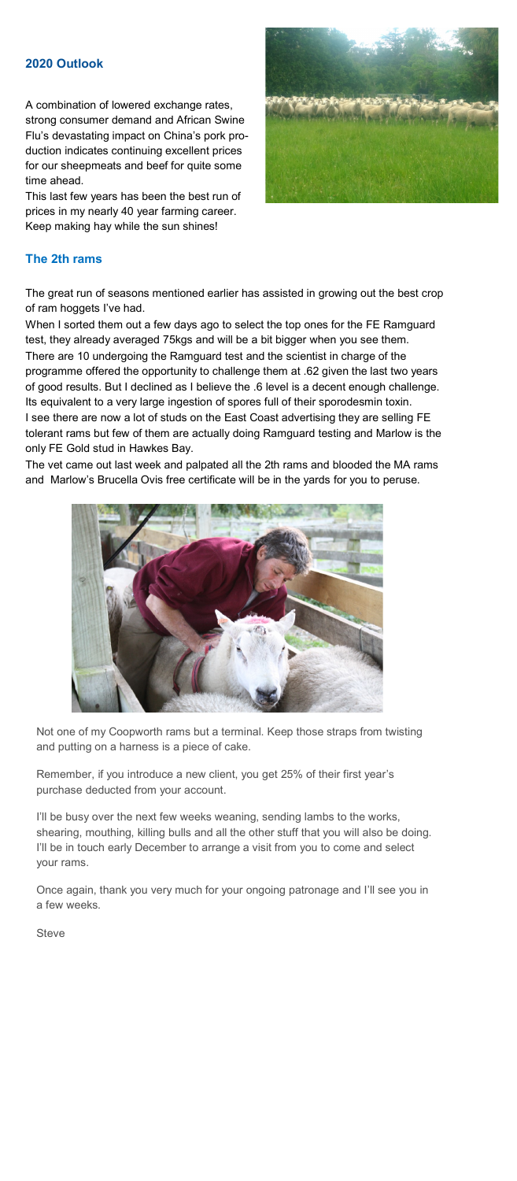## 2020 Outlook

A combination of lowered exchange rates, strong consumer demand and African Swine Flu's devastating impact on China's pork production indicates continuing excellent prices for our sheepmeats and beef for quite some time ahead.

This last few years has been the best run of prices in my nearly 40 year farming career. Keep making hay while the sun shines!

## The 2th rams

The great run of seasons mentioned earlier has assisted in growing out the best crop of ram hoggets I've had.

When I sorted them out a few days ago to select the top ones for the FE Ramguard test, they already averaged 75kgs and will be a bit bigger when you see them.

There are 10 undergoing the Ramguard test and the scientist in charge of the programme offered the opportunity to challenge them at .62 given the last two years of good results. But I declined as I believe the .6 level is a decent enough challenge. Its equivalent to a very large ingestion of spores full of their sporodesmin toxin.

I see there are now a lot of studs on the East Coast advertising they are selling FE tolerant rams but few of them are actually doing Ramguard testing and Marlow is the only FE Gold stud in Hawkes Bay.

The vet came out last week and palpated all the 2th rams and blooded the MA rams and Marlow's Brucella Ovis free certificate will be in the yards for you to peruse.

Not one of my Coopworth rams but a terminal. Keep those straps from twisting and putting on a harness is a piece of cake.

Remember, if you introduce a new client, you get 25% of their first year's purchase deducted from your account.

I'll be busy over the next few weeks weaning, sending lambs to the works, shearing, mouthing, killing bulls and all the other stuff that you will also be doing. I'll be in touch early December to arrange a visit from you to come and select your rams.

Once again, thank you very much for your ongoing patronage and I'll see you in a few weeks.

Steve